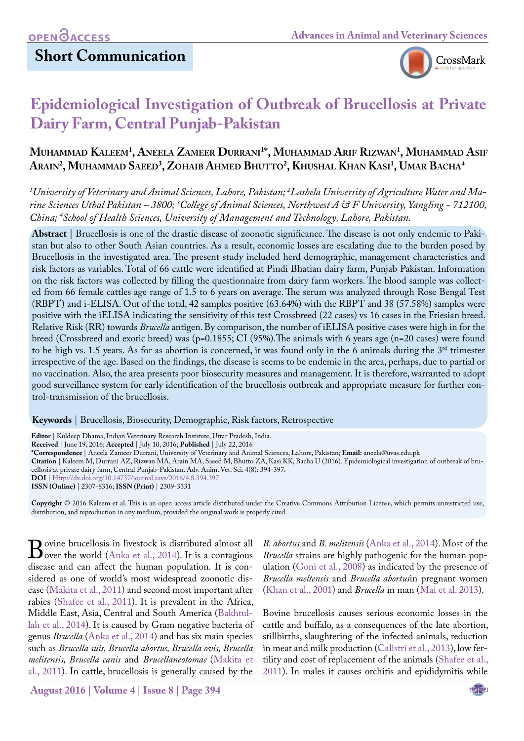OPEN ACCESS

## Short Communication

# Epidemiological Investigation of Outbreak of Brucellosis at Private Dairy Farm, Central Punjab-Pakistan

**Muhammad Kaleem[1], Aneela Zameer Durrani[1]*, Muhammad Arif Rizwan[1], Muhammad Asif Arain[2], Muhammad Saeed[3], Zohaib Ahmed Bhutto[2], Khushal Khan Kasi[1], Umar Bacha[4]**

*[1]University of Veterinary and Animal Sciences, Lahore, Pakistan; [2]Lasbela University of Agriculture Water and Marine Sciences Uthal Pakistan – 3800; [3]College of Animal Sciences, Northwest A & F University, Yangling - 712100, China; [4]School of Health Sciences, University of Management and Technology, Lahore, Pakistan.*

**Abstract** | Brucellosis is one of the drastic disease of zoonotic significance. The disease is not only endemic to Pakistan but also to other South Asian countries. As a result, economic losses are escalating due to the burden posed by Brucellosis in the investigated area. The present study included herd demographic, management characteristics and risk factors as variables. Total of 66 cattle were identified at Pindi Bhatian dairy farm, Punjab Pakistan. Information on the risk factors was collected by filling the questionnaire from dairy farm workers. The blood sample was collected from 66 female cattles age range of 1.5 to 6 years on average. The serum was analyzed through Rose Bengal Test (RBPT) and i-ELISA. Out of the total, 42 samples positive (63.64%) with the RBPT and 38 (57.58%) samples were positive with the iELISA indicating the sensitivity of this test Crossbreed (22 cases) vs 16 cases in the Friesian breed. Relative Risk (RR) towards *Brucella* antigen. By comparison, the number of iELISA positive cases were high in for the breed (Crossbreed and exotic breed) was (p=0.1855; CI (95%).The animals with 6 years age (n=20 cases) were found to be high vs. 1.5 years. As for as abortion is concerned, it was found only in the 6 animals during the 3rd trimester irrespective of the age. Based on the findings, the disease is seems to be endemic in the area, perhaps, due to partial or no vaccination. Also, the area presents poor biosecurity measures and management. It is therefore, warranted to adopt good surveillance system for early identification of the brucellosis outbreak and appropriate measure for further control-transmission of the brucellosis.

**Keywords** | Brucellosis, Biosecurity, Demographic, Risk factors, Retrospective

**Editor** | Kuldeep Dhama, Indian Veterinary Research Institute, Uttar Pradesh, India.
**Received** | June 19, 2016; **Accepted** | July 10, 2016; **Published** | July 22, 2016
***Correspondence** | Aneela Zameer Durrani, University of Veterinary and Animal Sciences, Lahore, Pakistan; **Email:** aneela@uvas.edu.pk
**Citation** | Kaleem M, Durrani AZ, Rizwan MA, Arain MA, Saeed M, Bhutto ZA, Kasi KK, Bacha U (2016). Epidemiological investigation of outbreak of brucellosis at private dairy farm, Central Punjab-Pakistan. Adv. Anim. Vet. Sci. 4(8): 394-397.
**DOI** | Http://dx.doi.org/10.14737/journal.aavs/2016/4.8.394.397
**ISSN (Online)** | 2307-8316; **ISSN (Print)** | 2309-3331

**Copyright** © 2016 Kaleem et al. This is an open access article distributed under the Creative Commons Attribution License, which permits unrestricted use, distribution, and reproduction in any medium, provided the original work is properly cited.

Bovine brucellosis in livestock is distributed almost all over the world (Anka et al., 2014). It is a contagious disease and can affect the human population. It is considered as one of world's most widespread zoonotic disease (Makita et al., 2011) and second most important after rabies (Shafee et al., 2011). It is prevalent in the Africa, Middle East, Asia, Central and South America (Bakhtullah et al., 2014). It is caused by Gram negative bacteria of genus *Brucella* (Anka et al., 2014) and has six main species such as *Brucella suis, Brucella abortus, Brucella ovis, Brucella melitensis, Brucella canis* and *Brucellaneotomae* (Makita et al., 2011). In cattle, brucellosis is generally caused by the *B. abortus* and *B. melitensis* (Anka et al., 2014). Most of the *Brucella* strains are highly pathogenic for the human population (Goni et al., 2008) as indicated by the presence of *Brucella meltensis* and *Brucella abortus*in pregnant women (Khan et al., 2001) and *Brucella* in man (Mai et al. 2013).

Bovine brucellosis causes serious economic losses in the cattle and buffalo, as a consequences of the late abortion, stillbirths, slaughtering of the infected animals, reduction in meat and milk production (Calistri et al., 2013), low fertility and cost of replacement of the animals (Shafee et al., 2011). In males it causes orchitis and epididymitis while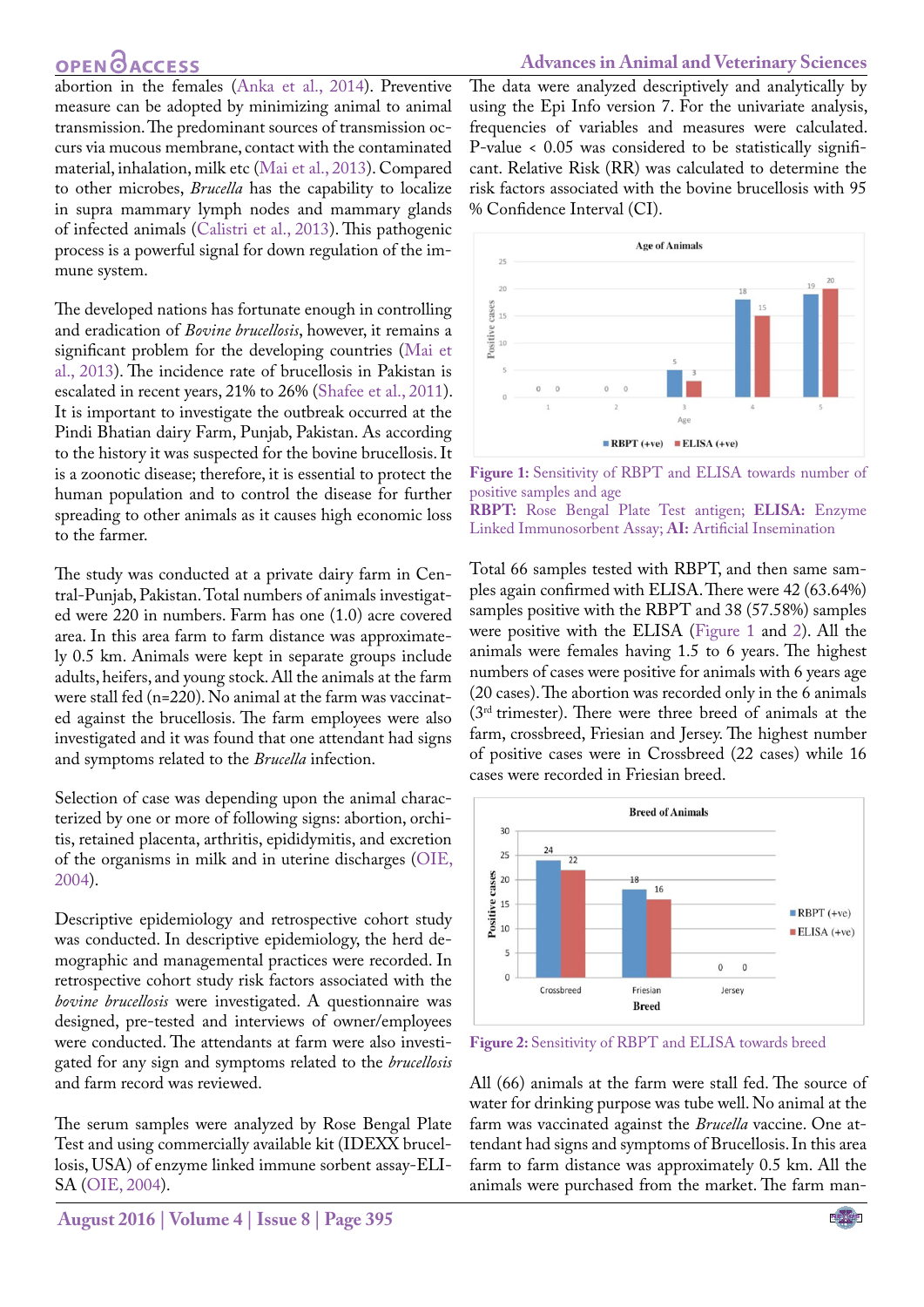abortion in the females (Anka et al., 2014). Preventive measure can be adopted by minimizing animal to animal transmission. The predominant sources of transmission occurs via mucous membrane, contact with the contaminated material, inhalation, milk etc (Mai et al., 2013). Compared to other microbes, *Brucella* has the capability to localize in supra mammary lymph nodes and mammary glands of infected animals (Calistri et al., 2013). This pathogenic process is a powerful signal for down regulation of the immune system.

The developed nations has fortunate enough in controlling and eradication of *Bovine brucellosis*, however, it remains a significant problem for the developing countries (Mai et al., 2013). The incidence rate of brucellosis in Pakistan is escalated in recent years, 21% to 26% (Shafee et al., 2011). It is important to investigate the outbreak occurred at the Pindi Bhatian dairy Farm, Punjab, Pakistan. As according to the history it was suspected for the bovine brucellosis. It is a zoonotic disease; therefore, it is essential to protect the human population and to control the disease for further spreading to other animals as it causes high economic loss to the farmer.

The study was conducted at a private dairy farm in Central-Punjab, Pakistan. Total numbers of animals investigated were 220 in numbers. Farm has one (1.0) acre covered area. In this area farm to farm distance was approximately 0.5 km. Animals were kept in separate groups include adults, heifers, and young stock. All the animals at the farm were stall fed (n=220). No animal at the farm was vaccinated against the brucellosis. The farm employees were also investigated and it was found that one attendant had signs and symptoms related to the *Brucella* infection.

Selection of case was depending upon the animal characterized by one or more of following signs: abortion, orchitis, retained placenta, arthritis, epididymitis, and excretion of the organisms in milk and in uterine discharges (OIE, 2004).

Descriptive epidemiology and retrospective cohort study was conducted. In descriptive epidemiology, the herd demographic and managemental practices were recorded. In retrospective cohort study risk factors associated with the *bovine brucellosis* were investigated. A questionnaire was designed, pre-tested and interviews of owner/employees were conducted. The attendants at farm were also investigated for any sign and symptoms related to the *brucellosis* and farm record was reviewed.

The serum samples were analyzed by Rose Bengal Plate Test and using commercially available kit (IDEXX brucellosis, USA) of enzyme linked immune sorbent assay-ELISA (OIE, 2004).

The data were analyzed descriptively and analytically by using the Epi Info version 7. For the univariate analysis, frequencies of variables and measures were calculated. P-value < 0.05 was considered to be statistically significant. Relative Risk (RR) was calculated to determine the risk factors associated with the bovine brucellosis with 95 % Confidence Interval (CI).

**Figure 1:** Sensitivity of RBPT and ELISA towards number of positive samples and age

**RBPT:** Rose Bengal Plate Test antigen; **ELISA:** Enzyme Linked Immunosorbent Assay; **AI:** Artificial Insemination

Total 66 samples tested with RBPT, and then same samples again confirmed with ELISA. There were 42 (63.64%) samples positive with the RBPT and 38 (57.58%) samples were positive with the ELISA (Figure 1 and 2). All the animals were females having 1.5 to 6 years. The highest numbers of cases were positive for animals with 6 years age (20 cases). The abortion was recorded only in the 6 animals (3rd trimester). There were three breed of animals at the farm, crossbreed, Friesian and Jersey. The highest number of positive cases were in Crossbreed (22 cases) while 16 cases were recorded in Friesian breed.

**Figure 2:** Sensitivity of RBPT and ELISA towards breed

All (66) animals at the farm were stall fed. The source of water for drinking purpose was tube well. No animal at the farm was vaccinated against the *Brucella* vaccine. One attendant had signs and symptoms of Brucellosis. In this area farm to farm distance was approximately 0.5 km. All the animals were purchased from the market. The farm man-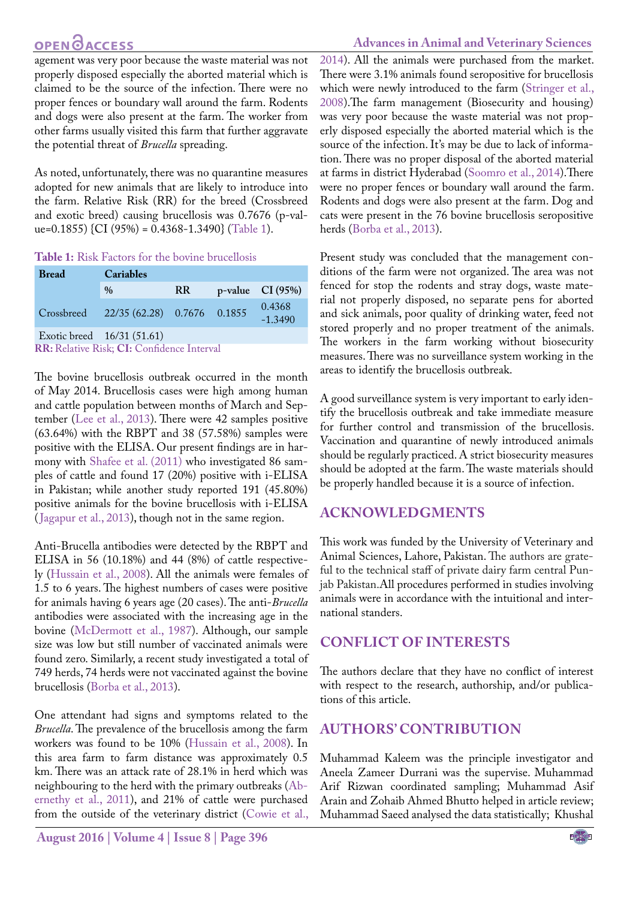agement was very poor because the waste material was not properly disposed especially the aborted material which is claimed to be the source of the infection. There were no proper fences or boundary wall around the farm. Rodents and dogs were also present at the farm. The worker from other farms usually visited this farm that further aggravate the potential threat of *Brucella* spreading.

As noted, unfortunately, there was no quarantine measures adopted for new animals that are likely to introduce into the farm. Relative Risk (RR) for the breed (Crossbreed and exotic breed) causing brucellosis was 0.7676 (p-value=0.1855) {CI (95%) = 0.4368-1.3490} (Table 1).

**Table 1:** Risk Factors for the bovine brucellosis

| Bread | Cariables | | | |
|---|---|---|---|---|
| | % | RR | p-value | CI (95%) |
| Crossbreed | 22/35 (62.28) | 0.7676 | 0.1855 | 0.4368 -1.3490 |
| Exotic breed | 16/31 (51.61) | | | |

**RR:** Relative Risk; **CI:** Confidence Interval

The bovine brucellosis outbreak occurred in the month of May 2014. Brucellosis cases were high among human and cattle population between months of March and September (Lee et al., 2013). There were 42 samples positive (63.64%) with the RBPT and 38 (57.58%) samples were positive with the ELISA. Our present findings are in harmony with Shafee et al. (2011) who investigated 86 samples of cattle and found 17 (20%) positive with i-ELISA in Pakistan; while another study reported 191 (45.80%) positive animals for the bovine brucellosis with i-ELISA (Jagapur et al., 2013), though not in the same region.

Anti-Brucella antibodies were detected by the RBPT and ELISA in 56 (10.18%) and 44 (8%) of cattle respectively (Hussain et al., 2008). All the animals were females of 1.5 to 6 years. The highest numbers of cases were positive for animals having 6 years age (20 cases). The anti-*Brucella* antibodies were associated with the increasing age in the bovine (McDermott et al., 1987). Although, our sample size was low but still number of vaccinated animals were found zero. Similarly, a recent study investigated a total of 749 herds, 74 herds were not vaccinated against the bovine brucellosis (Borba et al., 2013).

One attendant had signs and symptoms related to the *Brucella*. The prevalence of the brucellosis among the farm workers was found to be 10% (Hussain et al., 2008). In this area farm to farm distance was approximately 0.5 km. There was an attack rate of 28.1% in herd which was neighbouring to the herd with the primary outbreaks (Abernethy et al., 2011), and 21% of cattle were purchased from the outside of the veterinary district (Cowie et al., 2014). All the animals were purchased from the market. There were 3.1% animals found seropositive for brucellosis which were newly introduced to the farm (Stringer et al., 2008).The farm management (Biosecurity and housing) was very poor because the waste material was not properly disposed especially the aborted material which is the source of the infection. It's may be due to lack of information. There was no proper disposal of the aborted material at farms in district Hyderabad (Soomro et al., 2014).There were no proper fences or boundary wall around the farm. Rodents and dogs were also present at the farm. Dog and cats were present in the 76 bovine brucellosis seropositive herds (Borba et al., 2013).

Present study was concluded that the management conditions of the farm were not organized. The area was not fenced for stop the rodents and stray dogs, waste material not properly disposed, no separate pens for aborted and sick animals, poor quality of drinking water, feed not stored properly and no proper treatment of the animals. The workers in the farm working without biosecurity measures. There was no surveillance system working in the areas to identify the brucellosis outbreak.

A good surveillance system is very important to early identify the brucellosis outbreak and take immediate measure for further control and transmission of the brucellosis. Vaccination and quarantine of newly introduced animals should be regularly practiced. A strict biosecurity measures should be adopted at the farm. The waste materials should be properly handled because it is a source of infection.

## ACKNOWLEDGMENTS

This work was funded by the University of Veterinary and Animal Sciences, Lahore, Pakistan. The authors are grateful to the technical staff of private dairy farm central Punjab Pakistan.All procedures performed in studies involving animals were in accordance with the intuitional and international standers.

## CONFLICT OF INTERESTS

The authors declare that they have no conflict of interest with respect to the research, authorship, and/or publications of this article.

## AUTHORS' CONTRIBUTION

Muhammad Kaleem was the principle investigator and Aneela Zameer Durrani was the supervise. Muhammad Arif Rizwan coordinated sampling; Muhammad Asif Arain and Zohaib Ahmed Bhutto helped in article review; Muhammad Saeed analysed the data statistically; Khushal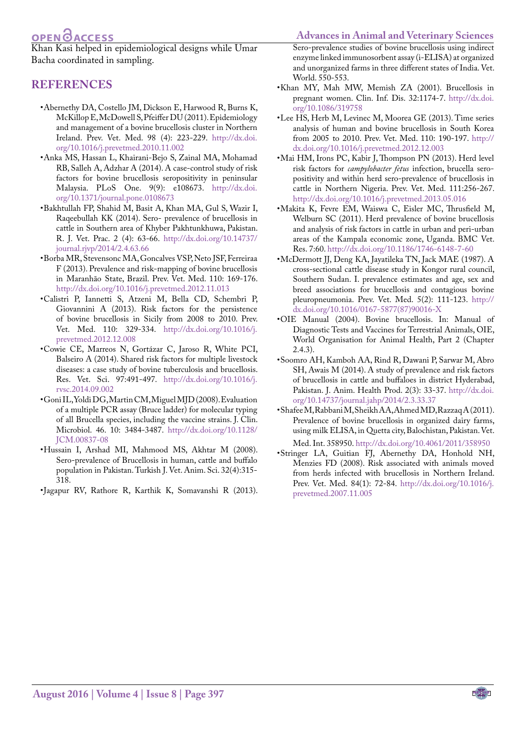Khan Kasi helped in epidemiological designs while Umar Bacha coordinated in sampling.

## REFERENCES

- Abernethy DA, Costello JM, Dickson E, Harwood R, Burns K, McKillop E, McDowell S, Pfeiffer DU (2011). Epidemiology and management of a bovine brucellosis cluster in Northern Ireland. Prev. Vet. Med. 98 (4): 223-229. http://dx.doi.org/10.1016/j.prevetmed.2010.11.002
- Anka MS, Hassan L, Khairani-Bejo S, Zainal MA, Mohamad RB, Salleh A, Adzhar A (2014). A case-control study of risk factors for bovine brucellosis seropositivity in peninsular Malaysia. PLoS One. 9(9): e108673. http://dx.doi.org/10.1371/journal.pone.0108673
- Bakhtullah FP, Shahid M, Basit A, Khan MA, Gul S, Wazir I, Raqeebullah KK (2014). Sero- prevalence of brucellosis in cattle in Southern area of Khyber Pakhtunkhuwa, Pakistan. R. J. Vet. Prac. 2 (4): 63-66. http://dx.doi.org/10.14737/journal.rjvp/2014/2.4.63.66
- Borba MR, Stevensonc MA, Goncalves VSP, Neto JSF, Ferreiraa F (2013). Prevalence and risk-mapping of bovine brucellosis in Maranhão State, Brazil. Prev. Vet. Med. 110: 169-176. http://dx.doi.org/10.1016/j.prevetmed.2012.11.013
- Calistri P, Iannetti S, Atzeni M, Bella CD, Schembri P, Giovannini A (2013). Risk factors for the persistence of bovine brucellosis in Sicily from 2008 to 2010. Prev. Vet. Med. 110: 329-334. http://dx.doi.org/10.1016/j.prevetmed.2012.12.008
- Cowie CE, Marreos N, Gortázar C, Jaroso R, White PCI, Balseiro A (2014). Shared risk factors for multiple livestock diseases: a case study of bovine tuberculosis and brucellosis. Res. Vet. Sci. 97:491-497. http://dx.doi.org/10.1016/j.rvsc.2014.09.002
- Goni IL, Yoldi DG, Martin CM, Miguel MJD (2008). Evaluation of a multiple PCR assay (Bruce ladder) for molecular typing of all Brucella species, including the vaccine strains. J. Clin. Microbiol. 46. 10: 3484-3487. http://dx.doi.org/10.1128/JCM.00837-08
- Hussain I, Arshad MI, Mahmood MS, Akhtar M (2008). Sero-prevalence of Brucellosis in human, cattle and buffalo population in Pakistan. Turkish J. Vet. Anim. Sci. 32(4):315-318.
- Jagapur RV, Rathore R, Karthik K, Somavanshi R (2013). Sero-prevalence studies of bovine brucellosis using indirect enzyme linked immunosorbent assay (i-ELISA) at organized and unorganized farms in three different states of India. Vet. World. 550-553.
- Khan MY, Mah MW, Memish ZA (2001). Brucellosis in pregnant women. Clin. Inf. Dis. 32:1174-7. http://dx.doi.org/10.1086/319758
- Lee HS, Herb M, Levinec M, Moorea GE (2013). Time series analysis of human and bovine brucellosis in South Korea from 2005 to 2010. Prev. Vet. Med. 110: 190-197. http://dx.doi.org/10.1016/j.prevetmed.2012.12.003
- Mai HM, Irons PC, Kabir J, Thompson PN (2013). Herd level risk factors for *campylobacter fetus* infection, brucella sero-positivity and within herd sero-prevalence of brucellosis in cattle in Northern Nigeria. Prev. Vet. Med. 111:256-267. http://dx.doi.org/10.1016/j.prevetmed.2013.05.016
- Makita K, Fevre EM, Waiswa C, Eisler MC, Thrusfield M, Welburn SC (2011). Herd prevalence of bovine brucellosis and analysis of risk factors in cattle in urban and peri-urban areas of the Kampala economic zone, Uganda. BMC Vet. Res. 7:60. http://dx.doi.org/10.1186/1746-6148-7-60
- McDermott JJ, Deng KA, Jayatileka TN, Jack MAE (1987). A cross-sectional cattle disease study in Kongor rural council, Southern Sudan. I. prevalence estimates and age, sex and breed associations for brucellosis and contagious bovine pleuropneumonia. Prev. Vet. Med. 5(2): 111-123. http://dx.doi.org/10.1016/0167-5877(87)90016-X
- OIE Manual (2004). Bovine brucellosis. In: Manual of Diagnostic Tests and Vaccines for Terrestrial Animals, OIE, World Organisation for Animal Health, Part 2 (Chapter 2.4.3).
- Soomro AH, Kamboh AA, Rind R, Dawani P, Sarwar M, Abro SH, Awais M (2014). A study of prevalence and risk factors of brucellosis in cattle and buffaloes in district Hyderabad, Pakistan. J. Anim. Health Prod. 2(3): 33-37. http://dx.doi.org/10.14737/journal.jahp/2014/2.3.33.37
- Shafee M, Rabbani M, Sheikh AA, Ahmed MD, Razzaq A (2011). Prevalence of bovine brucellosis in organized dairy farms, using milk ELISA, in Quetta city, Balochistan, Pakistan. Vet. Med. Int. 358950. http://dx.doi.org/10.4061/2011/358950
- Stringer LA, Guitian FJ, Abernethy DA, Honhold NH, Menzies FD (2008). Risk associated with animals moved from herds infected with brucellosis in Northern Ireland. Prev. Vet. Med. 84(1): 72-84. http://dx.doi.org/10.1016/j.prevetmed.2007.11.005